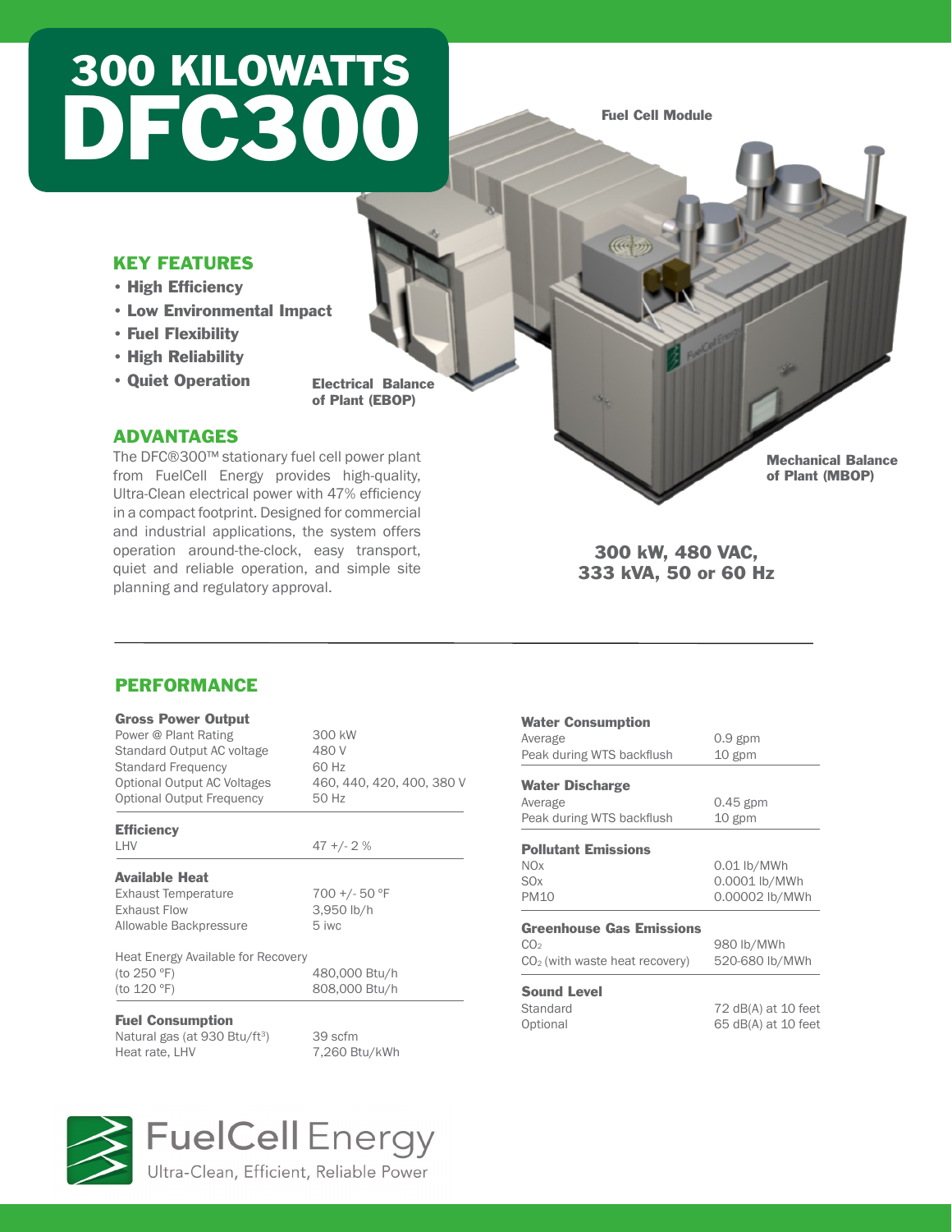# 300 KILOWATTS DFC300

## KEY FEATURES

- **High Efficiency**
- **Low Environmental Impact**
- **Fuel Flexibility**
- **High Reliability**
- **Quiet Operation**

**Fuel Cell Module**

**Electrical Balance of Plant (EBOP)**

**Mechanical Balance of Plant (MBOP)**

## ADVANTAGES

The DFC®300™ stationary fuel cell power plant from FuelCell Energy provides high-quality, Ultra-Clean electrical power with 47% efficiency in a compact footprint. Designed for commercial and industrial applications, the system offers operation around-the-clock, easy transport, quiet and reliable operation, and simple site planning and regulatory approval.

**300 kW, 480 VAC, 333 kVA, 50 or 60 Hz**

## PERFORMANCE

| **Gross Power Output** | |
|---|---|
| Power @ Plant Rating | 300 kW |
| Standard Output AC voltage | 480 V |
| Standard Frequency | 60 Hz |
| Optional Output AC Voltages | 460, 440, 420, 400, 380 V |
| Optional Output Frequency | 50 Hz |

| **Efficiency** | |
|---|---|
| LHV | 47 +/- 2 % |

| **Available Heat** | |
|---|---|
| Exhaust Temperature | 700 +/- 50 °F |
| Exhaust Flow | 3,950 lb/h |
| Allowable Backpressure | 5 iwc |
| Heat Energy Available for Recovery | |
| (to 250 °F) | 480,000 Btu/h |
| (to 120 °F) | 808,000 Btu/h |

| **Fuel Consumption** | |
|---|---|
| Natural gas (at 930 Btu/ft³) | 39 scfm |
| Heat rate, LHV | 7,260 Btu/kWh |

| **Water Consumption** | |
|---|---|
| Average | 0.9 gpm |
| Peak during WTS backflush | 10 gpm |

| **Water Discharge** | |
|---|---|
| Average | 0.45 gpm |
| Peak during WTS backflush | 10 gpm |

| **Pollutant Emissions** | |
|---|---|
| NOx | 0.01 lb/MWh |
| SOx | 0.0001 lb/MWh |
| PM10 | 0.00002 lb/MWh |

| **Greenhouse Gas Emissions** | |
|---|---|
| $CO_2$ | 980 lb/MWh |
| $CO_2$ (with waste heat recovery) | 520-680 lb/MWh |

| **Sound Level** | |
|---|---|
| Standard | 72 dB(A) at 10 feet |
| Optional | 65 dB(A) at 10 feet |

FuelCell Energy
Ultra-Clean, Efficient, Reliable Power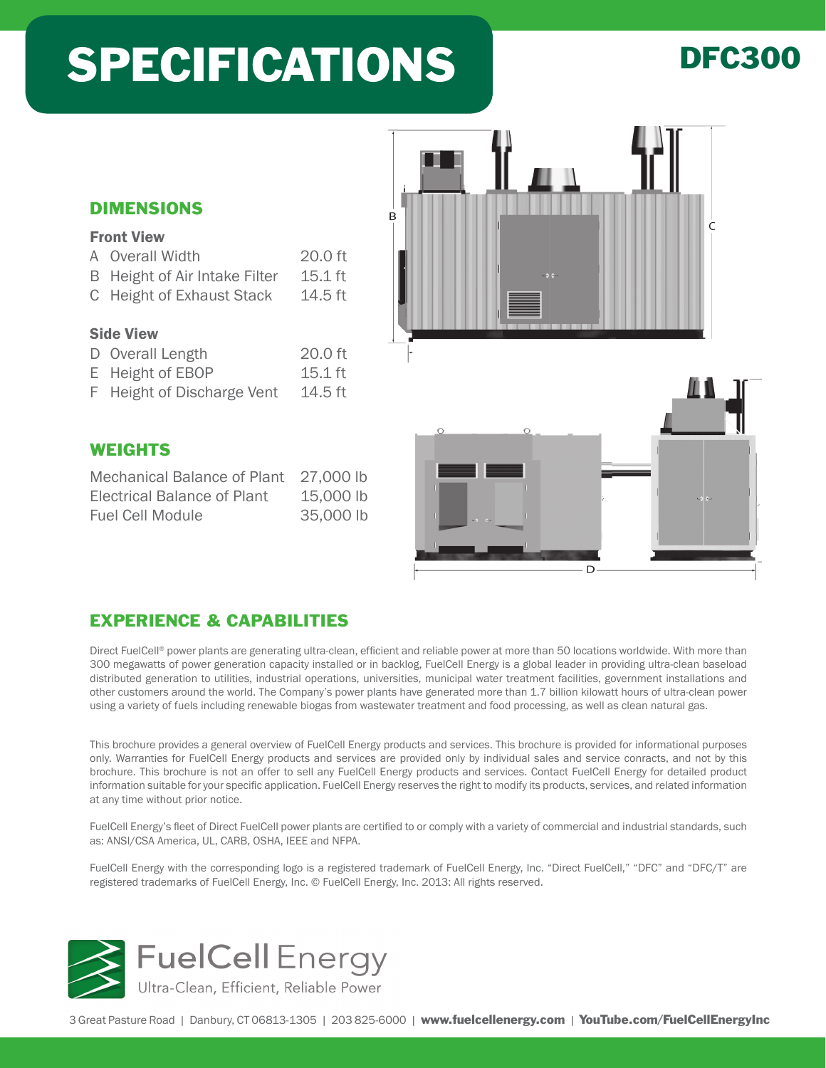# SPECIFICATIONS

## DFC300

### DIMENSIONS

**Front View**

| | | |
|---|---|---|
| A | Overall Width | 20.0 ft |
| B | Height of Air Intake Filter | 15.1 ft |
| C | Height of Exhaust Stack | 14.5 ft |

**Side View**

| | | |
|---|---|---|
| D | Overall Length | 20.0 ft |
| E | Height of EBOP | 15.1 ft |
| F | Height of Discharge Vent | 14.5 ft |

### WEIGHTS

| | |
|---|---|
| Mechanical Balance of Plant | 27,000 lb |
| Electrical Balance of Plant | 15,000 lb |
| Fuel Cell Module | 35,000 lb |

B

C

D

### EXPERIENCE & CAPABILITIES

Direct FuelCell® power plants are generating ultra-clean, efficient and reliable power at more than 50 locations worldwide. With more than 300 megawatts of power generation capacity installed or in backlog, FuelCell Energy is a global leader in providing ultra-clean baseload distributed generation to utilities, industrial operations, universities, municipal water treatment facilities, government installations and other customers around the world. The Company's power plants have generated more than 1.7 billion kilowatt hours of ultra-clean power using a variety of fuels including renewable biogas from wastewater treatment and food processing, as well as clean natural gas.

This brochure provides a general overview of FuelCell Energy products and services. This brochure is provided for informational purposes only. Warranties for FuelCell Energy products and services are provided only by individual sales and service conracts, and not by this brochure. This brochure is not an offer to sell any FuelCell Energy products and services. Contact FuelCell Energy for detailed product information suitable for your specific application. FuelCell Energy reserves the right to modify its products, services, and related information at any time without prior notice.

FuelCell Energy's fleet of Direct FuelCell power plants are certified to or comply with a variety of commercial and industrial standards, such as: ANSI/CSA America, UL, CARB, OSHA, IEEE and NFPA.

FuelCell Energy with the corresponding logo is a registered trademark of FuelCell Energy, Inc. "Direct FuelCell," "DFC" and "DFC/T" are registered trademarks of FuelCell Energy, Inc. © FuelCell Energy, Inc. 2013: All rights reserved.

FuelCell Energy

Ultra-Clean, Efficient, Reliable Power

3 Great Pasture Road | Danbury, CT 06813-1305 | 203 825-6000 | **www.fuelcellenergy.com** | **YouTube.com/FuelCellEnergyInc**